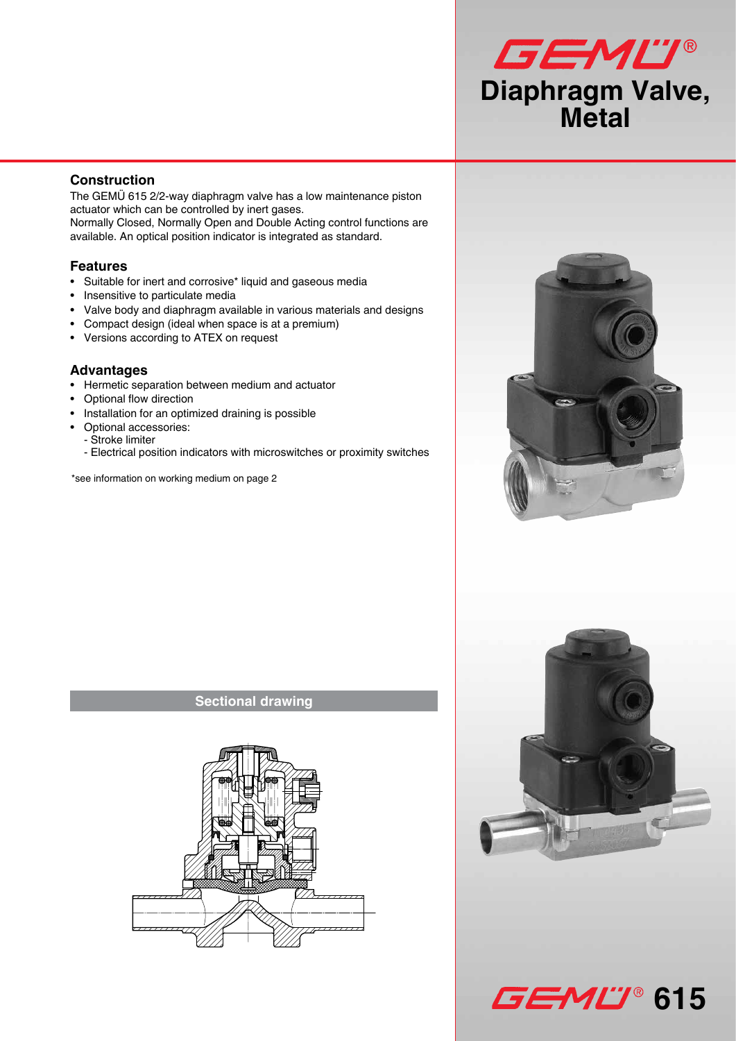# GEMÜ® Diaphragm Valve, Metal

## Construction

The GEMÜ 615 2/2-way diaphragm valve has a low maintenance piston actuator which can be controlled by inert gases.
Normally Closed, Normally Open and Double Acting control functions are available. An optical position indicator is integrated as standard.

## Features

- Suitable for inert and corrosive* liquid and gaseous media
- Insensitive to particulate media
- Valve body and diaphragm available in various materials and designs
- Compact design (ideal when space is at a premium)
- Versions according to ATEX on request

## Advantages

- Hermetic separation between medium and actuator
- Optional flow direction
- Installation for an optimized draining is possible
- Optional accessories:
  - Stroke limiter
  - Electrical position indicators with microswitches or proximity switches

*see information on working medium on page 2

## Sectional drawing

GEMÜ® 615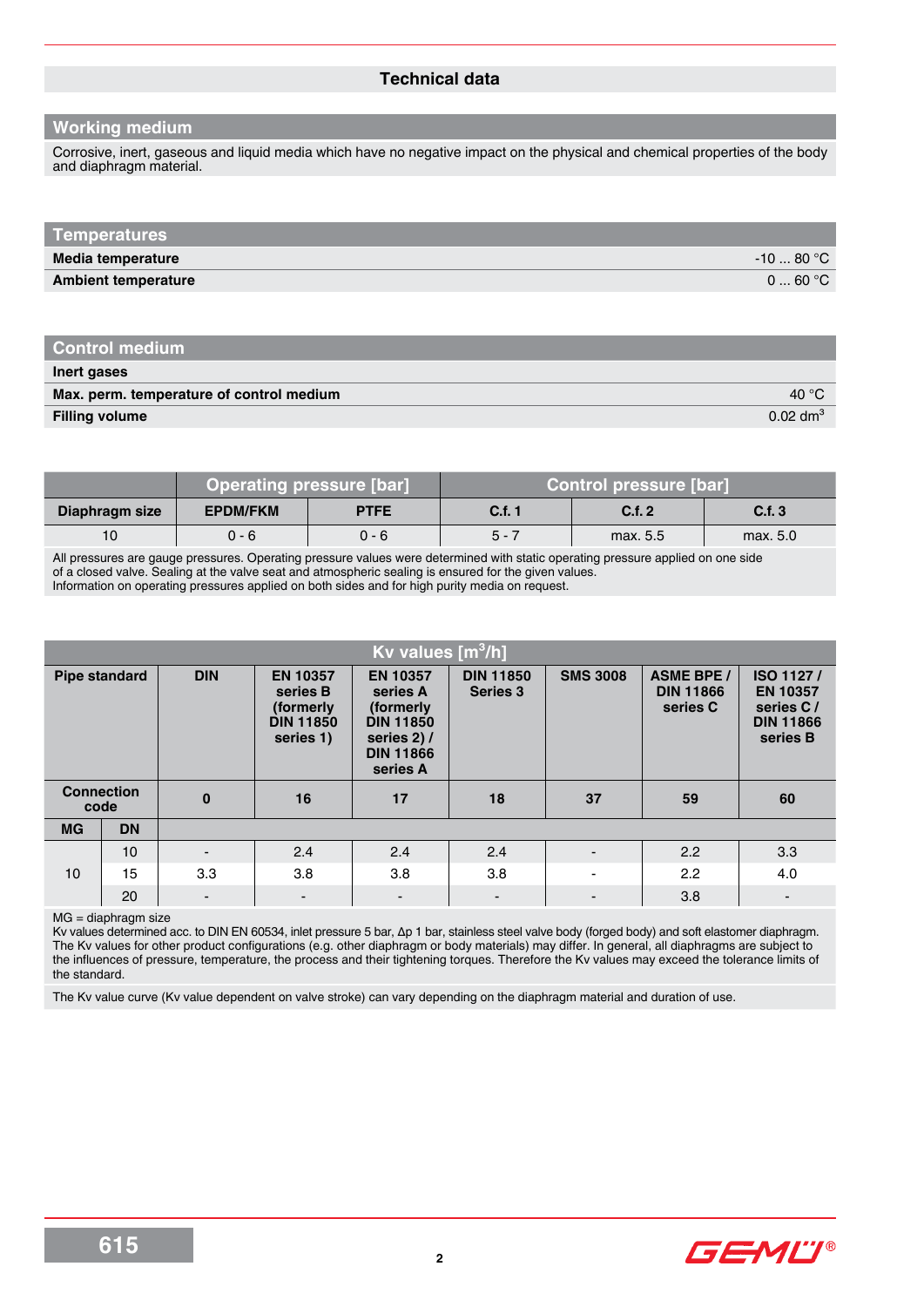# Technical data

## Working medium

Corrosive, inert, gaseous and liquid media which have no negative impact on the physical and chemical properties of the body and diaphragm material.

## Temperatures

| | |
|---|---|
| **Media temperature** | -10 ... 80 °C |
| **Ambient temperature** | 0 ... 60 °C |

## Control medium

| | |
|---|---|
| **Inert gases** | |
| **Max. perm. temperature of control medium** | 40 °C |
| **Filling volume** | 0.02 dm$^3$ |

| | Operating pressure [bar] | | Control pressure [bar] | | |
|---|---|---|---|---|---|
| **Diaphragm size** | **EPDM/FKM** | **PTFE** | **C.f. 1** | **C.f. 2** | **C.f. 3** |
| 10 | 0 - 6 | 0 - 6 | 5 - 7 | max. 5.5 | max. 5.0 |

All pressures are gauge pressures. Operating pressure values were determined with static operating pressure applied on one side of a closed valve. Sealing at the valve seat and atmospheric sealing is ensured for the given values.
Information on operating pressures applied on both sides and for high purity media on request.

## Kv values [m$^3$/h]

| Pipe standard | | DIN | EN 10357 series B (formerly DIN 11850 series 1) | EN 10357 series A (formerly DIN 11850 series 2) / DIN 11866 series A | DIN 11850 Series 3 | SMS 3008 | ASME BPE / DIN 11866 series C | ISO 1127 / EN 10357 series C / DIN 11866 series B |
|---|---|---|---|---|---|---|---|---|
| **Connection code** | | **0** | **16** | **17** | **18** | **37** | **59** | **60** |
| **MG** | **DN** | | | | | | | |
| 10 | 10 | - | 2.4 | 2.4 | 2.4 | - | 2.2 | 3.3 |
| | 15 | 3.3 | 3.8 | 3.8 | 3.8 | - | 2.2 | 4.0 |
| | 20 | - | - | - | - | - | 3.8 | - |

MG = diaphragm size
Kv values determined acc. to DIN EN 60534, inlet pressure 5 bar, Δp 1 bar, stainless steel valve body (forged body) and soft elastomer diaphragm. The Kv values for other product configurations (e.g. other diaphragm or body materials) may differ. In general, all diaphragms are subject to the influences of pressure, temperature, the process and their tightening torques. Therefore the Kv values may exceed the tolerance limits of the standard.

The Kv value curve (Kv value dependent on valve stroke) can vary depending on the diaphragm material and duration of use.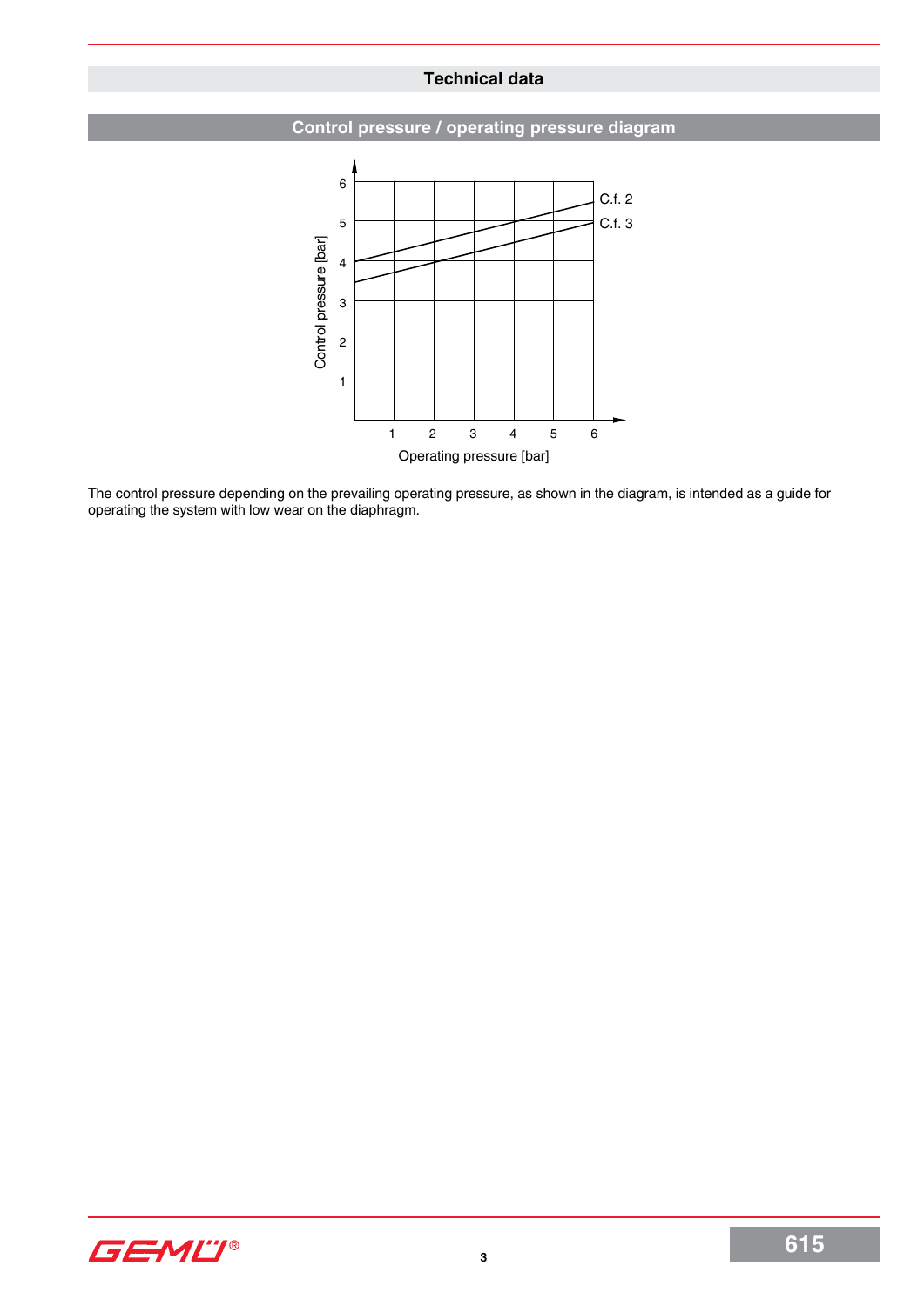## Technical data

### Control pressure / operating pressure diagram

The control pressure depending on the prevailing operating pressure, as shown in the diagram, is intended as a guide for operating the system with low wear on the diaphragm.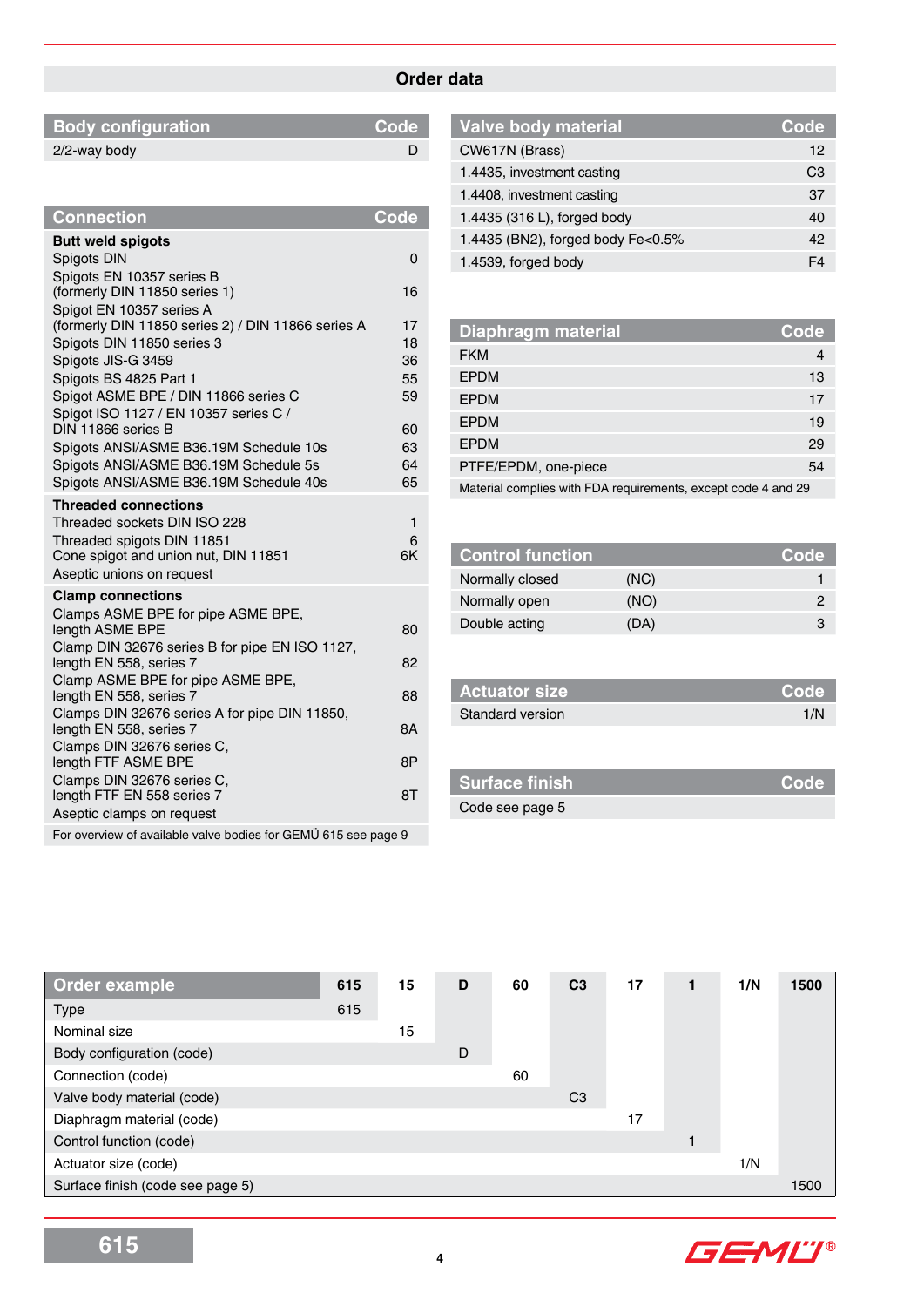# Order data

| Body configuration | Code |
|---|---|
| 2/2-way body | D |

| Connection | Code |
|---|---|
| **Butt weld spigots** | |
| Spigots DIN | 0 |
| Spigots EN 10357 series B (formerly DIN 11850 series 1) | 16 |
| Spigot EN 10357 series A (formerly DIN 11850 series 2) / DIN 11866 series A | 17 |
| Spigots DIN 11850 series 3 | 18 |
| Spigots JIS-G 3459 | 36 |
| Spigots BS 4825 Part 1 | 55 |
| Spigot ASME BPE / DIN 11866 series C | 59 |
| Spigot ISO 1127 / EN 10357 series C / DIN 11866 series B | 60 |
| Spigots ANSI/ASME B36.19M Schedule 10s | 63 |
| Spigots ANSI/ASME B36.19M Schedule 5s | 64 |
| Spigots ANSI/ASME B36.19M Schedule 40s | 65 |
| **Threaded connections** | |
| Threaded sockets DIN ISO 228 | 1 |
| Threaded spigots DIN 11851 | 6 |
| Cone spigot and union nut, DIN 11851 | 6K |
| Aseptic unions on request | |
| **Clamp connections** | |
| Clamps ASME BPE for pipe ASME BPE, length ASME BPE | 80 |
| Clamp DIN 32676 series B for pipe EN ISO 1127, length EN 558, series 7 | 82 |
| Clamp ASME BPE for pipe ASME BPE, length EN 558, series 7 | 88 |
| Clamps DIN 32676 series A for pipe DIN 11850, length EN 558, series 7 | 8A |
| Clamps DIN 32676 series C, length FTF ASME BPE | 8P |
| Clamps DIN 32676 series C, length FTF EN 558 series 7 | 8T |
| Aseptic clamps on request | |
| For overview of available valve bodies for GEMÜ 615 see page 9 | |

| Valve body material | Code |
|---|---|
| CW617N (Brass) | 12 |
| 1.4435, investment casting | C3 |
| 1.4408, investment casting | 37 |
| 1.4435 (316 L), forged body | 40 |
| 1.4435 (BN2), forged body Fe<0.5% | 42 |
| 1.4539, forged body | F4 |

| Diaphragm material | Code |
|---|---|
| FKM | 4 |
| EPDM | 13 |
| EPDM | 17 |
| EPDM | 19 |
| EPDM | 29 |
| PTFE/EPDM, one-piece | 54 |
| Material complies with FDA requirements, except code 4 and 29 | |

| Control function | | Code |
|---|---|---|
| Normally closed | (NC) | 1 |
| Normally open | (NO) | 2 |
| Double acting | (DA) | 3 |

| Actuator size | Code |
|---|---|
| Standard version | 1/N |

| Surface finish | Code |
|---|---|
| Code see page 5 | |

| Order example | 615 | 15 | D | 60 | C3 | 17 | 1 | 1/N | 1500 |
|---|---|---|---|---|---|---|---|---|---|
| Type | 615 | | | | | | | | |
| Nominal size | | 15 | | | | | | | |
| Body configuration (code) | | | D | | | | | | |
| Connection (code) | | | | 60 | | | | | |
| Valve body material (code) | | | | | C3 | | | | |
| Diaphragm material (code) | | | | | | 17 | | | |
| Control function (code) | | | | | | | 1 | | |
| Actuator size (code) | | | | | | | | 1/N | |
| Surface finish (code see page 5) | | | | | | | | | 1500 |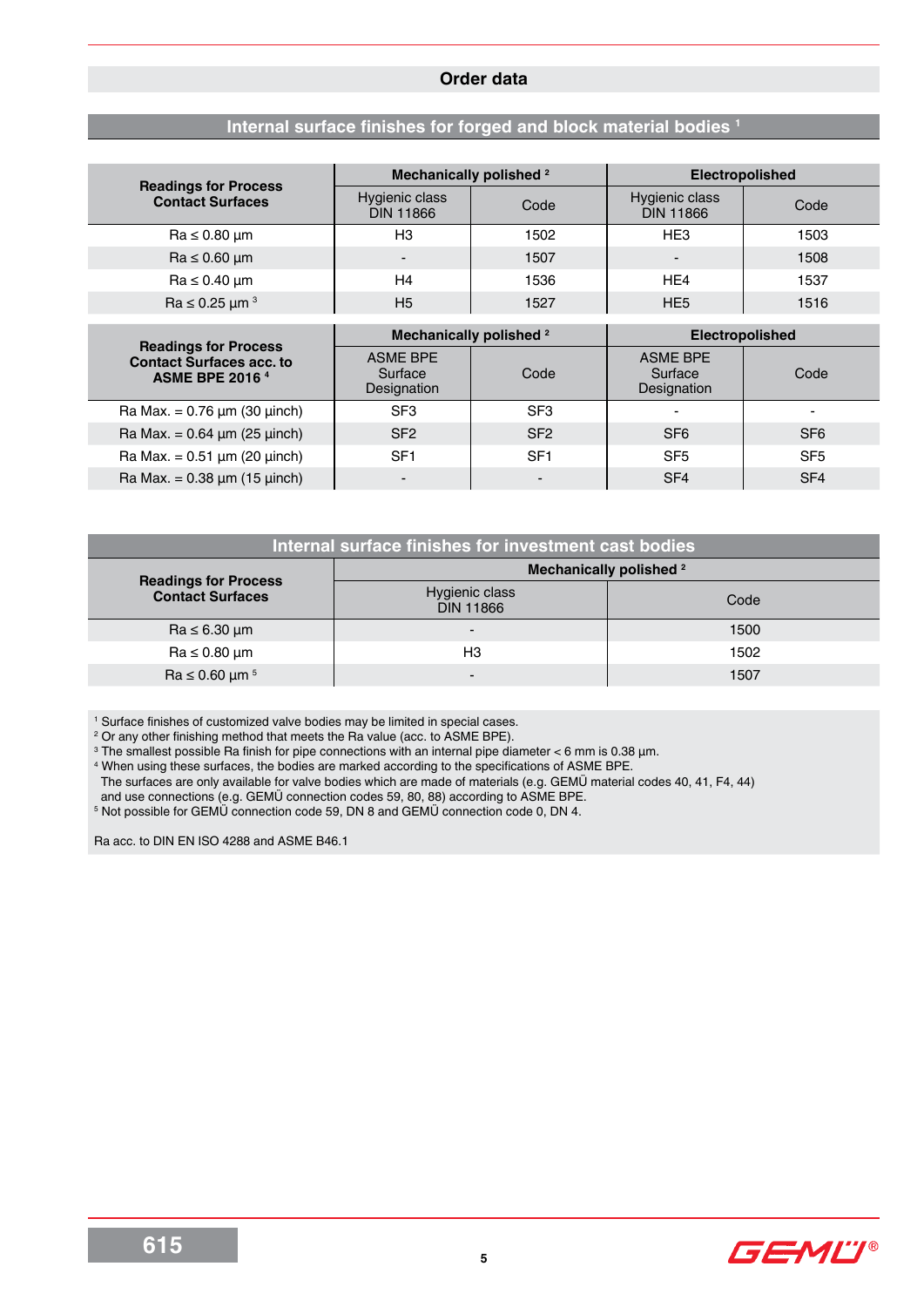## Order data

### Internal surface finishes for forged and block material bodies [1]

| Readings for Process Contact Surfaces | Mechanically polished [2] | | Electropolished | |
|---|---|---|---|---|
| | Hygienic class DIN 11866 | Code | Hygienic class DIN 11866 | Code |
| Ra ≤ 0.80 µm | H3 | 1502 | HE3 | 1503 |
| Ra ≤ 0.60 µm | - | 1507 | - | 1508 |
| Ra ≤ 0.40 µm | H4 | 1536 | HE4 | 1537 |
| Ra ≤ 0.25 µm [3] | H5 | 1527 | HE5 | 1516 |

| Readings for Process Contact Surfaces acc. to ASME BPE 2016 [4] | Mechanically polished [2] | | Electropolished | |
|---|---|---|---|---|
| | ASME BPE Surface Designation | Code | ASME BPE Surface Designation | Code |
| Ra Max. = 0.76 µm (30 µinch) | SF3 | SF3 | - | - |
| Ra Max. = 0.64 µm (25 µinch) | SF2 | SF2 | SF6 | SF6 |
| Ra Max. = 0.51 µm (20 µinch) | SF1 | SF1 | SF5 | SF5 |
| Ra Max. = 0.38 µm (15 µinch) | - | - | SF4 | SF4 |

### Internal surface finishes for investment cast bodies

| Readings for Process Contact Surfaces | Mechanically polished [2] | |
|---|---|---|
| | Hygienic class DIN 11866 | Code |
| Ra ≤ 6.30 µm | - | 1500 |
| Ra ≤ 0.80 µm | H3 | 1502 |
| Ra ≤ 0.60 µm [5] | - | 1507 |

[1] Surface finishes of customized valve bodies may be limited in special cases.
[2] Or any other finishing method that meets the Ra value (acc. to ASME BPE).
[3] The smallest possible Ra finish for pipe connections with an internal pipe diameter < 6 mm is 0.38 µm.
[4] When using these surfaces, the bodies are marked according to the specifications of ASME BPE.
The surfaces are only available for valve bodies which are made of materials (e.g. GEMÜ material codes 40, 41, F4, 44) and use connections (e.g. GEMÜ connection codes 59, 80, 88) according to ASME BPE.
[5] Not possible for GEMÜ connection code 59, DN 8 and GEMÜ connection code 0, DN 4.

Ra acc. to DIN EN ISO 4288 and ASME B46.1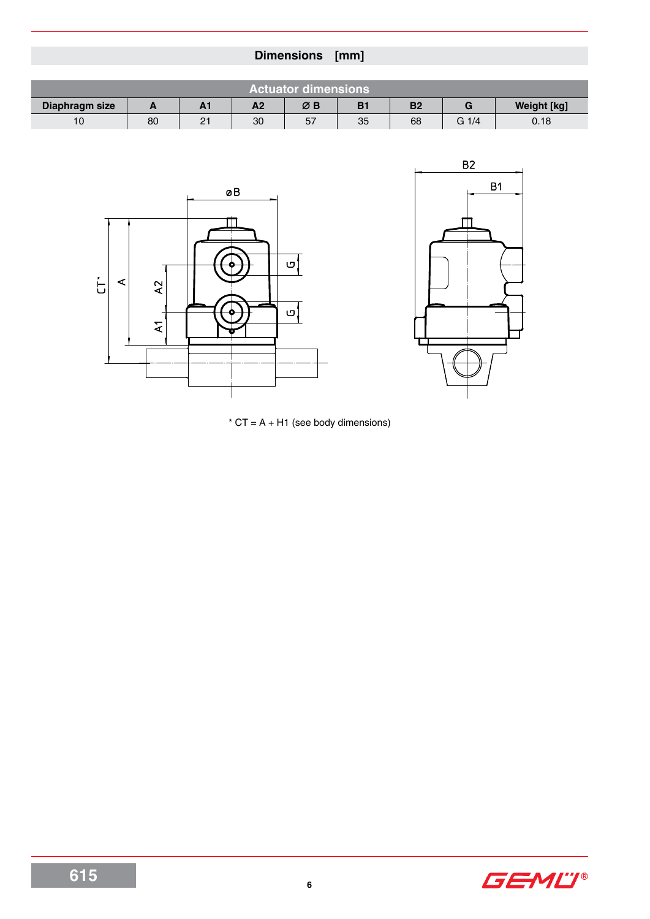## Dimensions [mm]

| Actuator dimensions | | | | | | | | |
|---|---|---|---|---|---|---|---|---|
| Diaphragm size | A | A1 | A2 | Ø B | B1 | B2 | G | Weight [kg] |
| 10 | 80 | 21 | 30 | 57 | 35 | 68 | G 1/4 | 0.18 |

* CT = A + H1 (see body dimensions)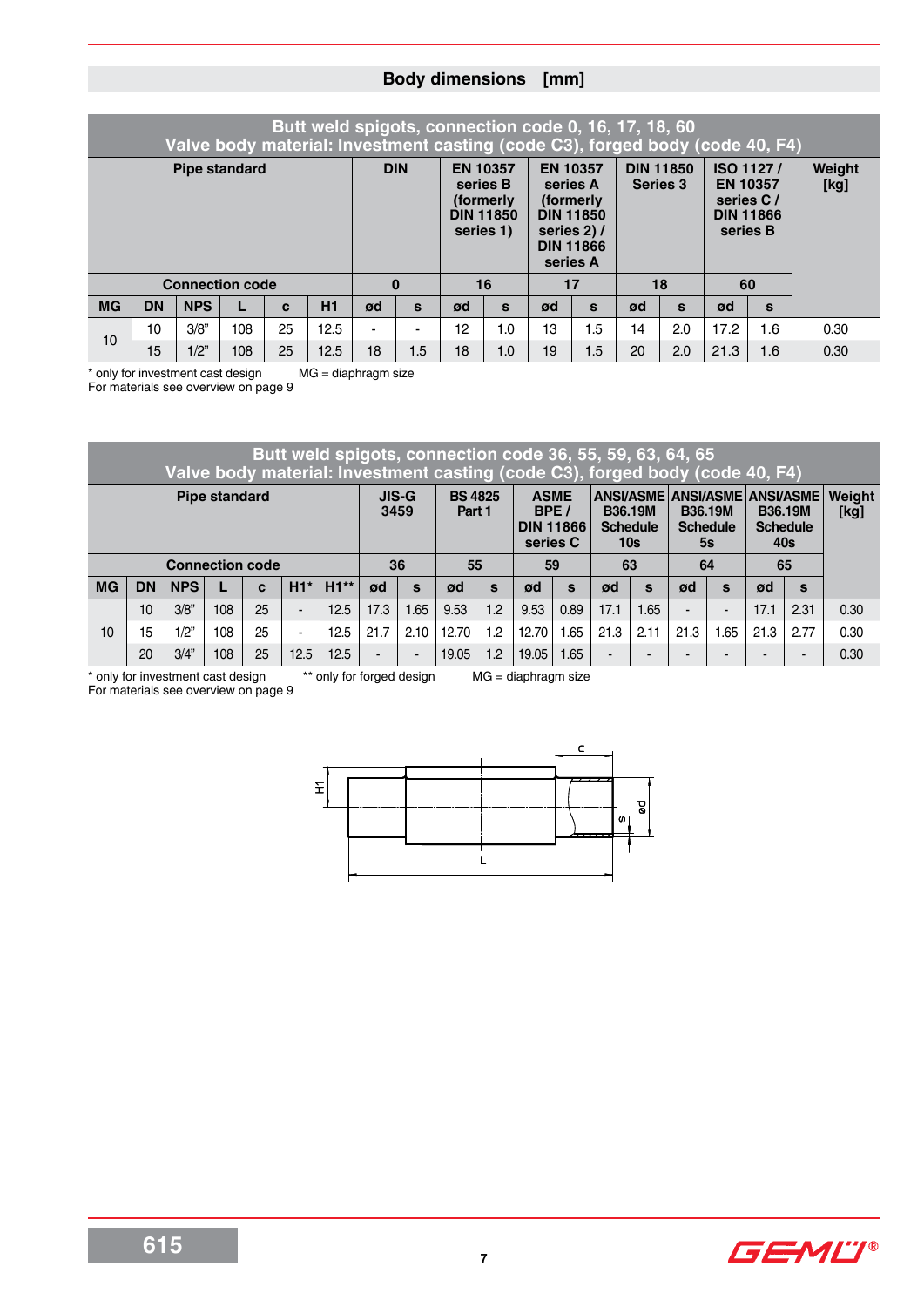## Body dimensions [mm]

| Butt weld spigots, connection code 0, 16, 17, 18, 60<br>Valve body material: Investment casting (code C3), forged body (code 40, F4) | | | | | | | | | | | | | | | | |
|---|---|---|---|---|---|---|---|---|---|---|---|---|---|---|---|---|
| Pipe standard | | | | | | DIN | | EN 10357 series B (formerly DIN 11850 series 1) | | EN 10357 series A (formerly DIN 11850 series 2) / DIN 11866 series A | | DIN 11850 Series 3 | | ISO 1127 / EN 10357 series C / DIN 11866 series B | | Weight [kg] |
| Connection code | | | | | | 0 | | 16 | | 17 | | 18 | | 60 | | |
| MG | DN | NPS | L | c | H1 | ød | s | ød | s | ød | s | ød | s | ød | s | |
| 10 | 10 | 3/8" | 108 | 25 | 12.5 | - | - | 12 | 1.0 | 13 | 1.5 | 14 | 2.0 | 17.2 | 1.6 | 0.30 |
| | 15 | 1/2" | 108 | 25 | 12.5 | 18 | 1.5 | 18 | 1.0 | 19 | 1.5 | 20 | 2.0 | 21.3 | 1.6 | 0.30 |

* only for investment cast design     MG = diaphragm size
For materials see overview on page 9

| Butt weld spigots, connection code 36, 55, 59, 63, 64, 65<br>Valve body material: Investment casting (code C3), forged body (code 40, F4) | | | | | | | | | | | | | | | | | | |
|---|---|---|---|---|---|---|---|---|---|---|---|---|---|---|---|---|---|---|
| Pipe standard | | | | | | | JIS-G 3459 | | BS 4825 Part 1 | | ASME BPE / DIN 11866 series C | | ANSI/ASME B36.19M Schedule 10s | | ANSI/ASME B36.19M Schedule 5s | | ANSI/ASME B36.19M Schedule 40s | | Weight [kg] |
| Connection code | | | | | | | 36 | | 55 | | 59 | | 63 | | 64 | | 65 | | |
| MG | DN | NPS | L | c | H1* | H1** | ød | s | ød | s | ød | s | ød | s | ød | s | ød | s | |
| 10 | 10 | 3/8" | 108 | 25 | - | 12.5 | 17.3 | 1.65 | 9.53 | 1.2 | 9.53 | 0.89 | 17.1 | 1.65 | - | - | 17.1 | 2.31 | 0.30 |
| | 15 | 1/2" | 108 | 25 | - | 12.5 | 21.7 | 2.10 | 12.70 | 1.2 | 12.70 | 1.65 | 21.3 | 2.11 | 21.3 | 1.65 | 21.3 | 2.77 | 0.30 |
| | 20 | 3/4" | 108 | 25 | 12.5 | 12.5 | - | - | 19.05 | 1.2 | 19.05 | 1.65 | - | - | - | - | - | - | 0.30 |

* only for investment cast design     ** only for forged design     MG = diaphragm size
For materials see overview on page 9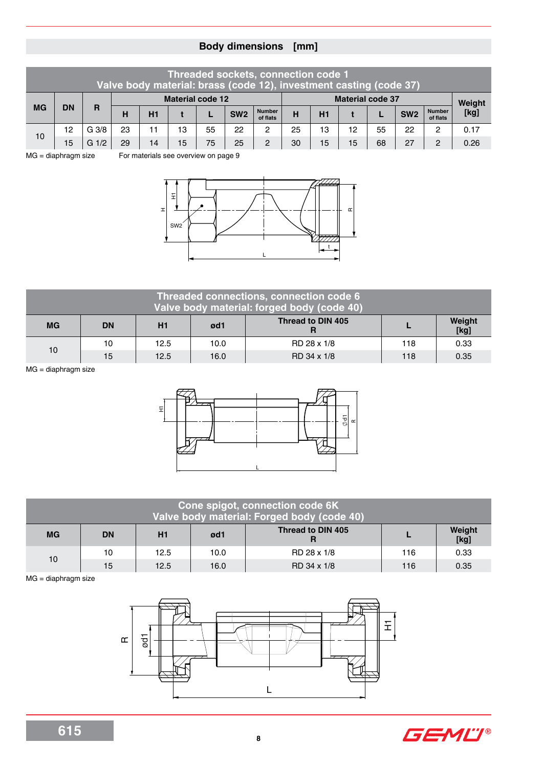## Body dimensions [mm]

| Threaded sockets, connection code 1<br>Valve body material: brass (code 12), investment casting (code 37) | | | | | | | | | | | | | | | |
|---|---|---|---|---|---|---|---|---|---|---|---|---|---|---|---|
| MG | DN | R | Material code 12 | | | | | | Material code 37 | | | | | | Weight [kg] |
| | | | H | H1 | t | L | SW2 | Number of flats | H | H1 | t | L | SW2 | Number of flats | |
| 10 | 12 | G 3/8 | 23 | 11 | 13 | 55 | 22 | 2 | 25 | 13 | 12 | 55 | 22 | 2 | 0.17 |
| | 15 | G 1/2 | 29 | 14 | 15 | 75 | 25 | 2 | 30 | 15 | 15 | 68 | 27 | 2 | 0.26 |

MG = diaphragm size  For materials see overview on page 9

| Threaded connections, connection code 6<br>Valve body material: forged body (code 40) | | | | | | |
|---|---|---|---|---|---|---|
| MG | DN | H1 | ød1 | Thread to DIN 405 R | L | Weight [kg] |
| 10 | 10 | 12.5 | 10.0 | RD 28 x 1/8 | 118 | 0.33 |
| | 15 | 12.5 | 16.0 | RD 34 x 1/8 | 118 | 0.35 |

MG = diaphragm size

| Cone spigot, connection code 6K<br>Valve body material: Forged body (code 40) | | | | | | |
|---|---|---|---|---|---|---|
| MG | DN | H1 | ød1 | Thread to DIN 405 R | L | Weight [kg] |
| 10 | 10 | 12.5 | 10.0 | RD 28 x 1/8 | 116 | 0.33 |
| | 15 | 12.5 | 16.0 | RD 34 x 1/8 | 116 | 0.35 |

MG = diaphragm size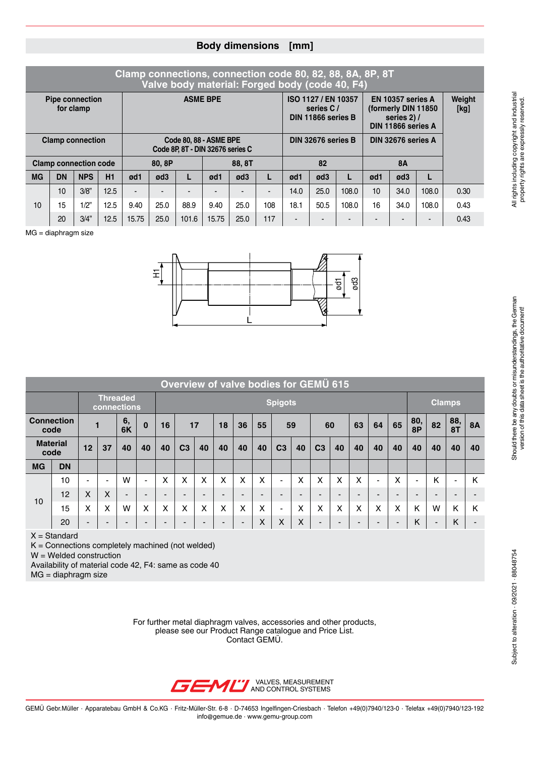## Body dimensions [mm]

| Clamp connections, connection code 80, 82, 88, 8A, 8P, 8T<br>Valve body material: Forged body (code 40, F4) | | | | | | | | | | | | | | | | | |
|---|---|---|---|---|---|---|---|---|---|---|---|---|---|---|---|---|---|
| Pipe connection for clamp | | | | ASME BPE | | | | | | ISO 1127 / EN 10357 series C / DIN 11866 series B | | | EN 10357 series A (formerly DIN 11850 series 2) / DIN 11866 series A | | | Weight [kg] |
| Clamp connection | | | | Code 80, 88 - ASME BPE<br>Code 8P, 8T - DIN 32676 series C | | | | | | DIN 32676 series B | | | DIN 32676 series A | | | |
| Clamp connection code | | | | 80, 8P | | | 88, 8T | | | 82 | | | 8A | | | |
| MG | DN | NPS | H1 | ød1 | ød3 | L | ød1 | ød3 | L | ød1 | ød3 | L | ød1 | ød3 | L | |
| 10 | 10 | 3/8" | 12.5 | - | - | - | - | - | - | 14.0 | 25.0 | 108.0 | 10 | 34.0 | 108.0 | 0.30 |
| | 15 | 1/2" | 12.5 | 9.40 | 25.0 | 88.9 | 9.40 | 25.0 | 108 | 18.1 | 50.5 | 108.0 | 16 | 34.0 | 108.0 | 0.43 |
| | 20 | 3/4" | 12.5 | 15.75 | 25.0 | 101.6 | 15.75 | 25.0 | 117 | - | - | - | - | - | - | 0.43 |

MG = diaphragm size

H1

ød1

ød3

L

| Overview of valve bodies for GEMÜ 615 | | | | | | | | | | | | | | | | | | | | | | |
|---|---|---|---|---|---|---|---|---|---|---|---|---|---|---|---|---|---|---|---|---|---|---|
| | | Threaded connections | | | | Spigots | | | | | | | | | | | | | Clamps | | | |
| Connection code | | 1 | | 6, 6K | 0 | 16 | 17 | | 18 | 36 | 55 | 59 | | 60 | | 63 | 64 | 65 | 80, 8P | 82 | 88, 8T | 8A |
| Material code | | 12 | 37 | 40 | 40 | 40 | C3 | 40 | 40 | 40 | 40 | C3 | 40 | C3 | 40 | 40 | 40 | 40 | 40 | 40 | 40 | 40 |
| MG | DN | | | | | | | | | | | | | | | | | | | | | |
| 10 | 10 | - | - | W | - | X | X | X | X | X | X | - | X | X | X | X | - | X | - | K | - | K |
| | 12 | X | X | - | - | - | - | - | - | - | - | - | - | - | - | - | - | - | - | - | - | - |
| | 15 | X | X | W | X | X | X | X | X | X | X | - | X | X | X | X | X | X | K | W | K | K |
| | 20 | - | - | - | - | - | - | - | - | - | X | X | X | - | - | - | - | - | K | - | K | - |

X = Standard
K = Connections completely machined (not welded)
W = Welded construction
Availability of material code 42, F4: same as code 40
MG = diaphragm size

For further metal diaphragm valves, accessories and other products, please see our Product Range catalogue and Price List. Contact GEMÜ.

GEMÜ VALVES, MEASUREMENT AND CONTROL SYSTEMS

GEMÜ Gebr.Müller · Apparatebau GmbH & Co.KG · Fritz-Müller-Str. 6-8 · D-74653 Ingelfingen-Criesbach · Telefon +49(0)7940/123-0 · Telefax +49(0)7940/123-192
info@gemue.de · www.gemu-group.com

All rights including copyright and industrial property rights are expressly reserved.

Should there be any doubts or misunderstandings, the German version of this data sheet is the authoritative document!

Subject to alteration · 09/2021 · 88048754